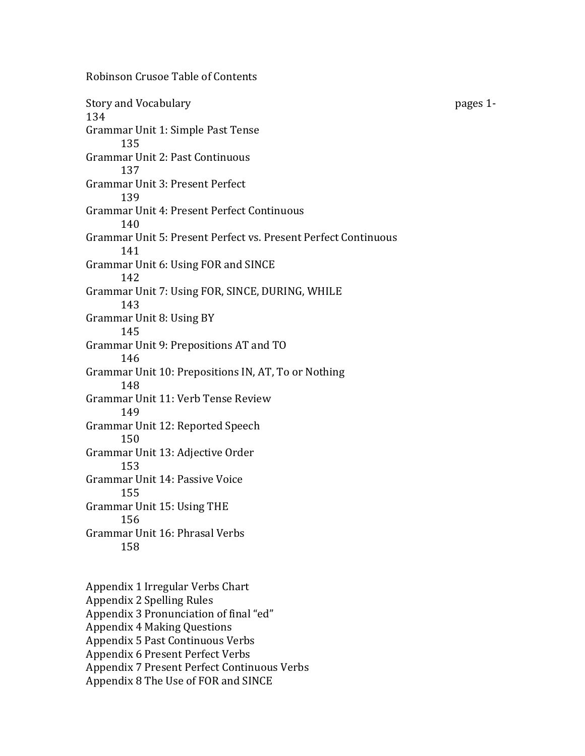# Robinson Crusoe Table of Contents

| Section | Page |
| --- | --- |
| Story and Vocabulary | pages 1-134 |
| Grammar Unit 1: Simple Past Tense | 135 |
| Grammar Unit 2: Past Continuous | 137 |
| Grammar Unit 3: Present Perfect | 139 |
| Grammar Unit 4: Present Perfect Continuous | 140 |
| Grammar Unit 5: Present Perfect vs. Present Perfect Continuous | 141 |
| Grammar Unit 6: Using FOR and SINCE | 142 |
| Grammar Unit 7: Using FOR, SINCE, DURING, WHILE | 143 |
| Grammar Unit 8: Using BY | 145 |
| Grammar Unit 9: Prepositions AT and TO | 146 |
| Grammar Unit 10: Prepositions IN, AT, To or Nothing | 148 |
| Grammar Unit 11: Verb Tense Review | 149 |
| Grammar Unit 12: Reported Speech | 150 |
| Grammar Unit 13: Adjective Order | 153 |
| Grammar Unit 14: Passive Voice | 155 |
| Grammar Unit 15: Using THE | 156 |
| Grammar Unit 16: Phrasal Verbs | 158 |

Appendix 1 Irregular Verbs Chart
Appendix 2 Spelling Rules
Appendix 3 Pronunciation of final "ed"
Appendix 4 Making Questions
Appendix 5 Past Continuous Verbs
Appendix 6 Present Perfect Verbs
Appendix 7 Present Perfect Continuous Verbs
Appendix 8 The Use of FOR and SINCE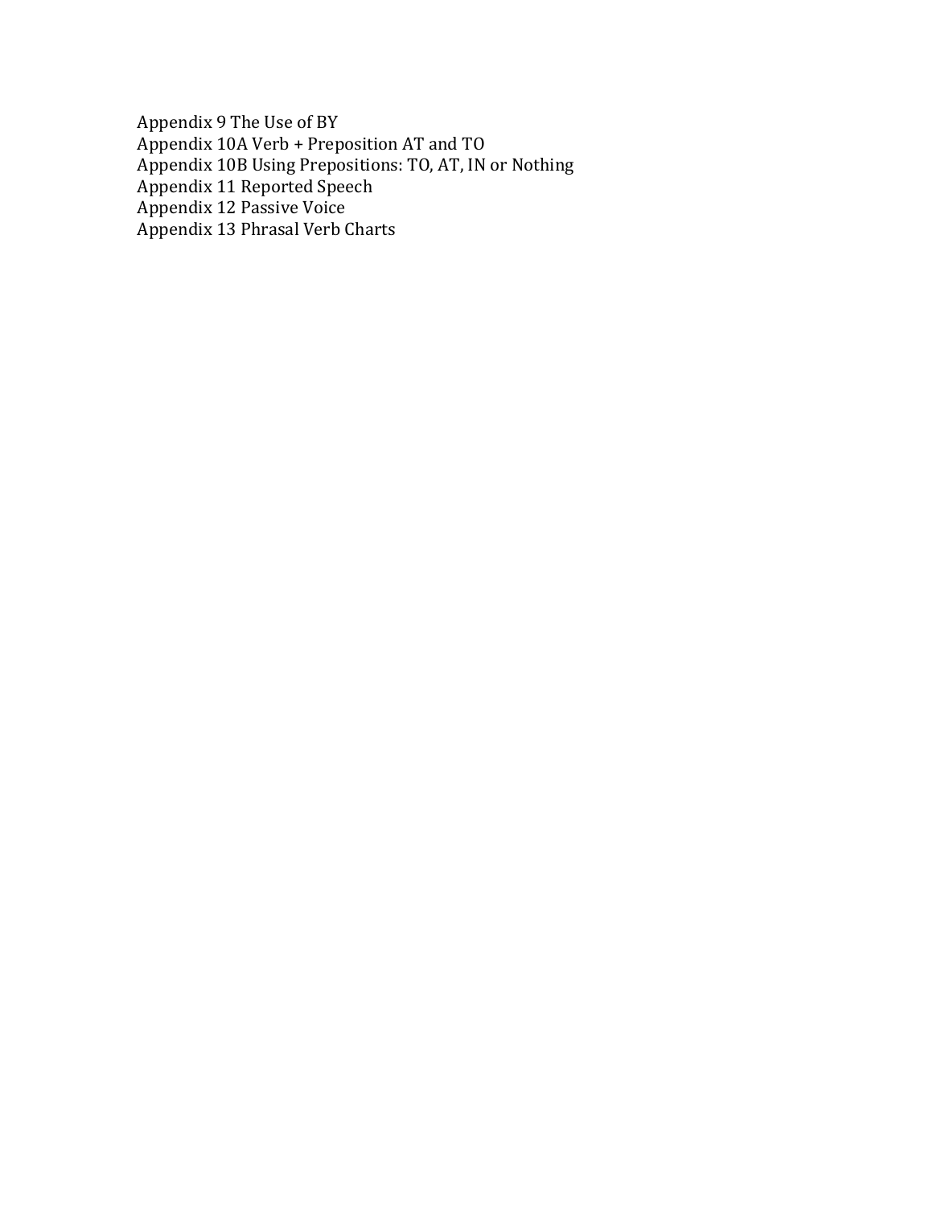Appendix 9 The Use of BY
Appendix 10A Verb + Preposition AT and TO
Appendix 10B Using Prepositions: TO, AT, IN or Nothing
Appendix 11 Reported Speech
Appendix 12 Passive Voice
Appendix 13 Phrasal Verb Charts